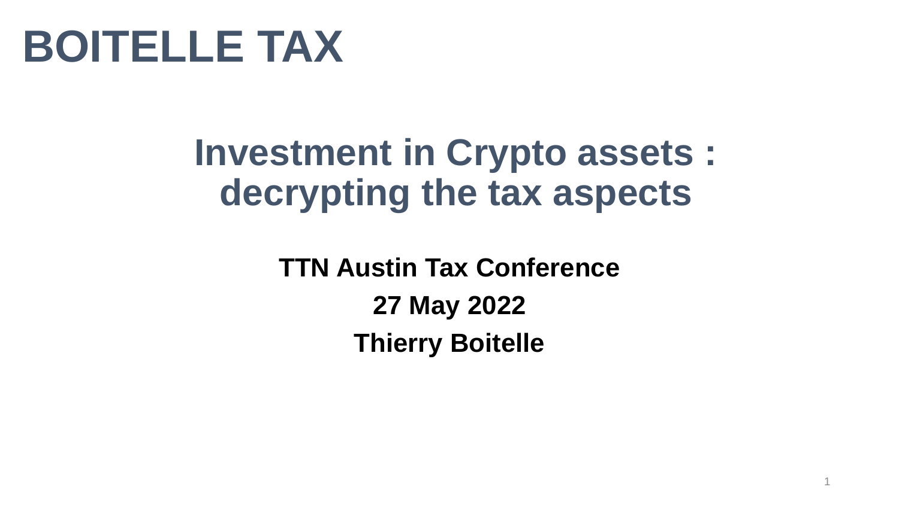# BOITELLE TAX

## Investment in Crypto assets : decrypting the tax aspects

**TTN Austin Tax Conference**

**27 May 2022**

**Thierry Boitelle**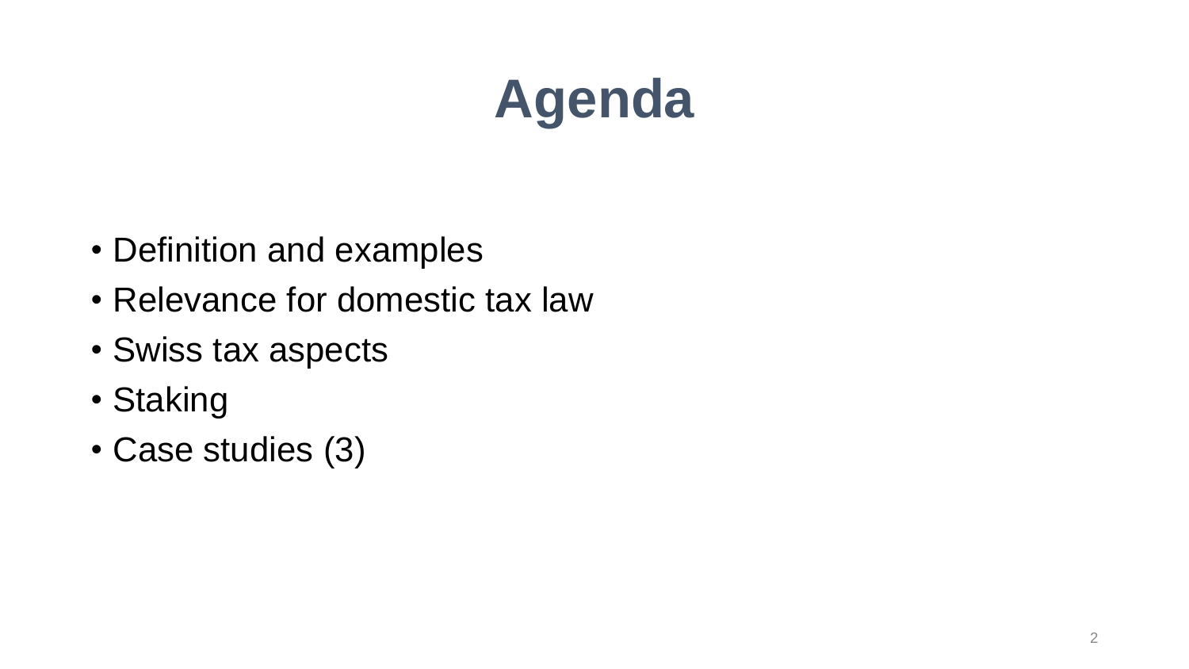# Agenda

- Definition and examples
- Relevance for domestic tax law
- Swiss tax aspects
- Staking
- Case studies (3)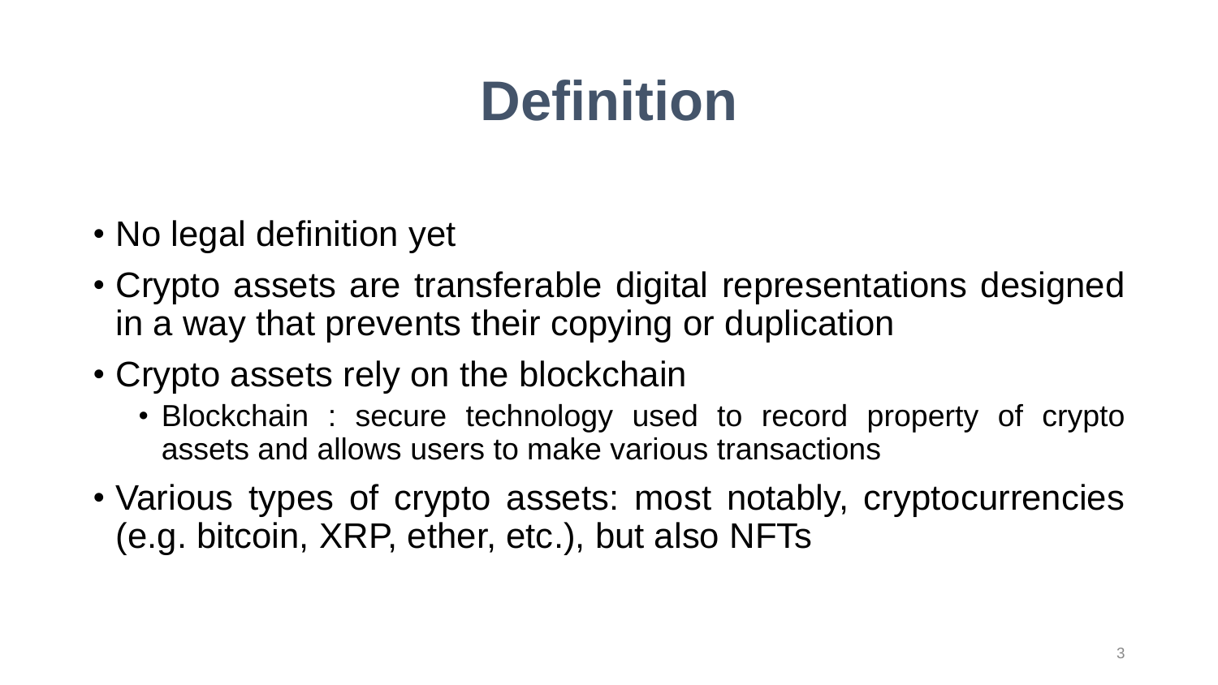# Definition

- No legal definition yet
- Crypto assets are transferable digital representations designed in a way that prevents their copying or duplication
- Crypto assets rely on the blockchain
  - Blockchain : secure technology used to record property of crypto assets and allows users to make various transactions
- Various types of crypto assets: most notably, cryptocurrencies (e.g. bitcoin, XRP, ether, etc.), but also NFTs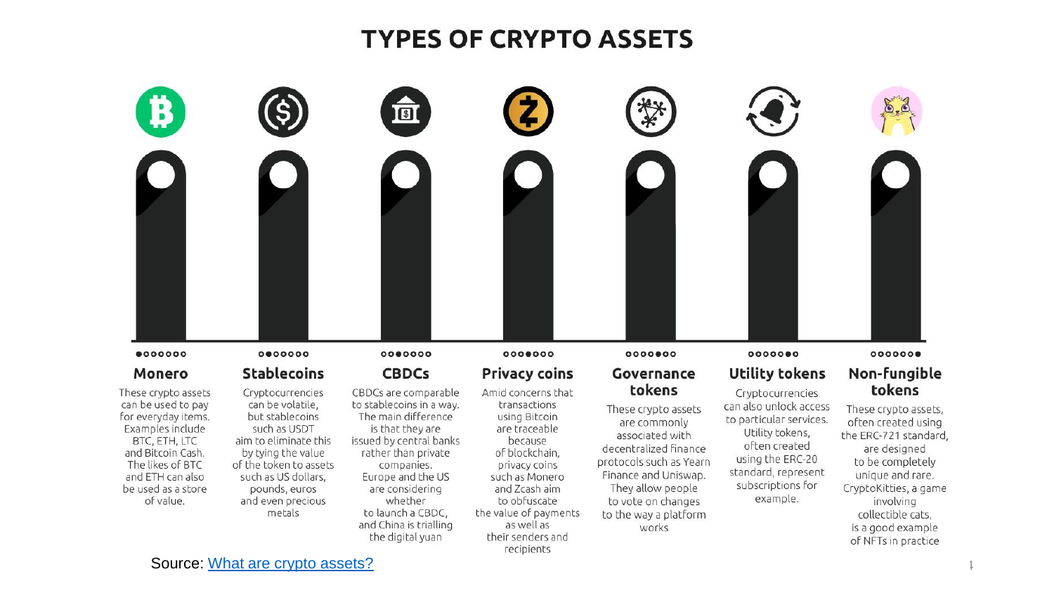# TYPES OF CRYPTO ASSETS

## Monero

These crypto assets can be used to pay for everyday items. Examples include BTC, ETH, LTC and Bitcoin Cash. The likes of BTC and ETH can also be used as a store of value.

## Stablecoins

Cryptocurrencies can be volatile, but stablecoins such as USDT aim to eliminate this by tying the value of the token to assets such as US dollars, pounds, euros and even precious metals

## CBDCs

CBDCs are comparable to stablecoins in a way. The main difference is that they are issued by central banks rather than private companies. Europe and the US are considering whether to launch a CBDC, and China is trialling the digital yuan

## Privacy coins

Amid concerns that transactions using Bitcoin are traceable because of blockchain, privacy coins such as Monero and Zcash aim to obfuscate the value of payments as well as their senders and recipients

## Governance tokens

These crypto assets are commonly associated with decentralized finance protocols such as Yearn Finance and Uniswap. They allow people to vote on changes to the way a platform works

## Utility tokens

Cryptocurrencies can also unlock access to particular services. Utility tokens, often created using the ERC-20 standard, represent subscriptions for example.

## Non-fungible tokens

These crypto assets, often created using the ERC-721 standard, are designed to be completely unique and rare. CryptoKitties, a game involving collectible cats, is a good example of NFTs in practice

Source: [What are crypto assets?]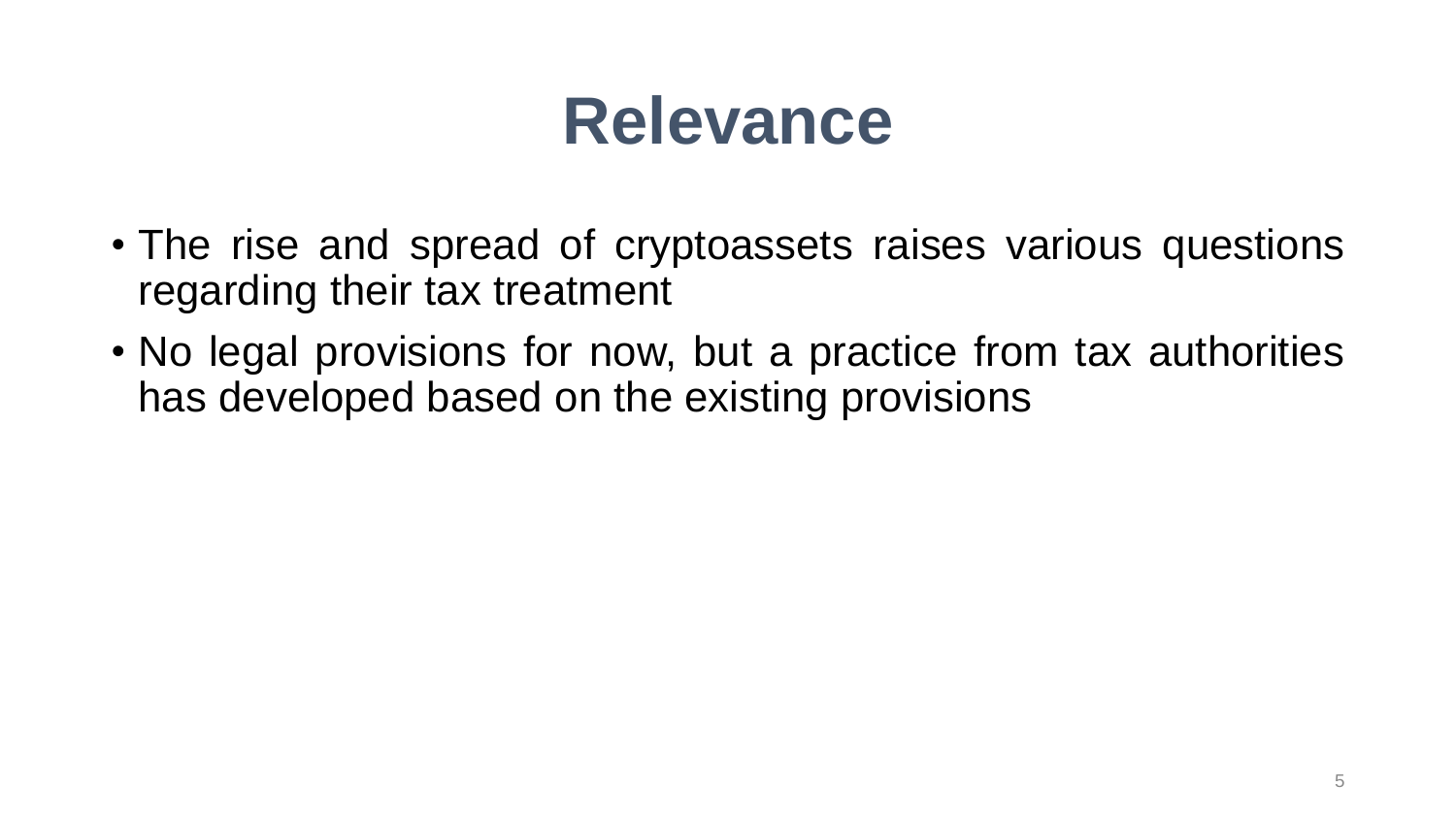# Relevance

- The rise and spread of cryptoassets raises various questions regarding their tax treatment
- No legal provisions for now, but a practice from tax authorities has developed based on the existing provisions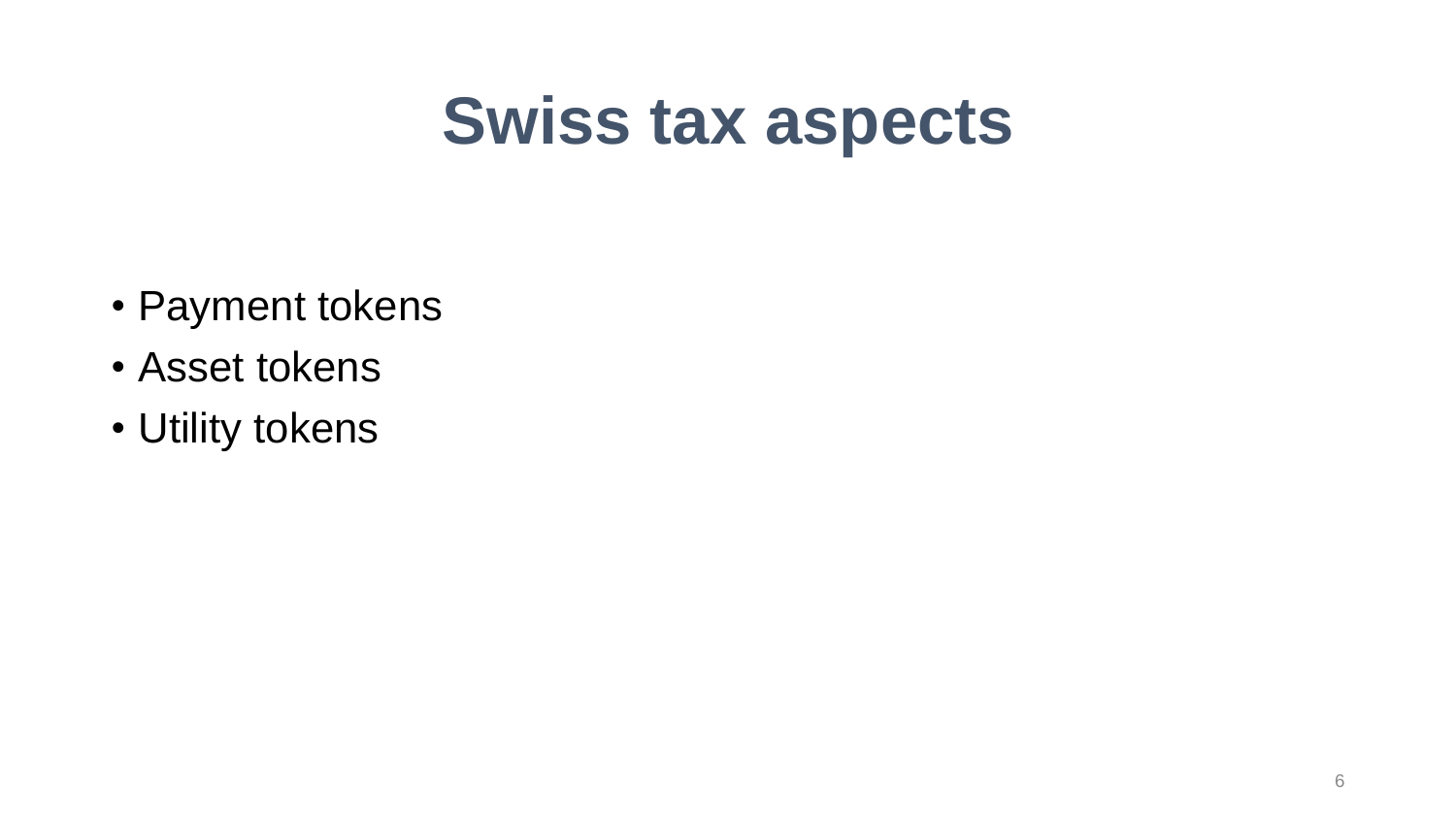# Swiss tax aspects

- Payment tokens
- Asset tokens
- Utility tokens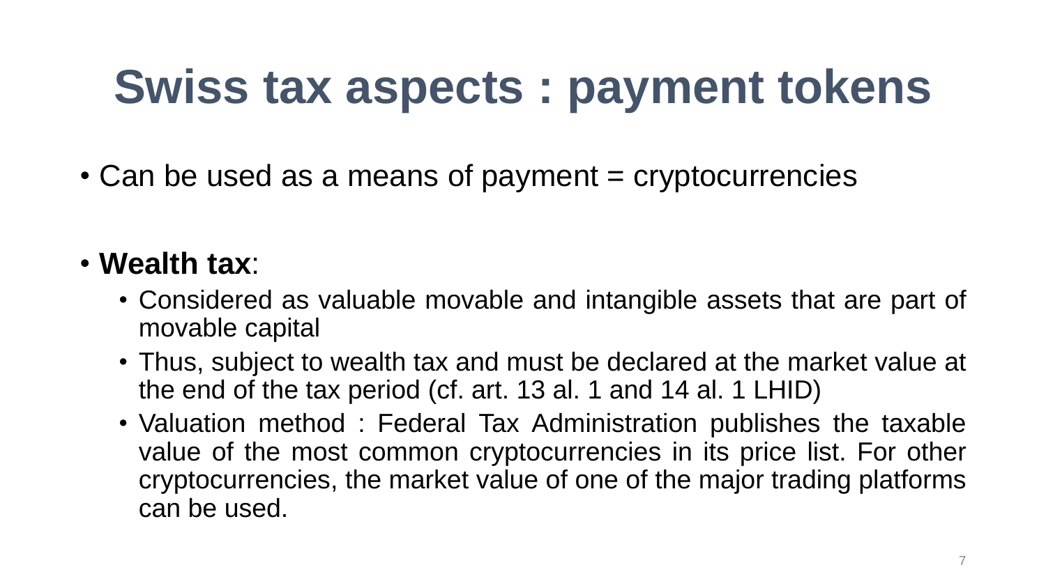# Swiss tax aspects : payment tokens

- Can be used as a means of payment = cryptocurrencies

- **Wealth tax**:
  - Considered as valuable movable and intangible assets that are part of movable capital
  - Thus, subject to wealth tax and must be declared at the market value at the end of the tax period (cf. art. 13 al. 1 and 14 al. 1 LHID)
  - Valuation method : Federal Tax Administration publishes the taxable value of the most common cryptocurrencies in its price list. For other cryptocurrencies, the market value of one of the major trading platforms can be used.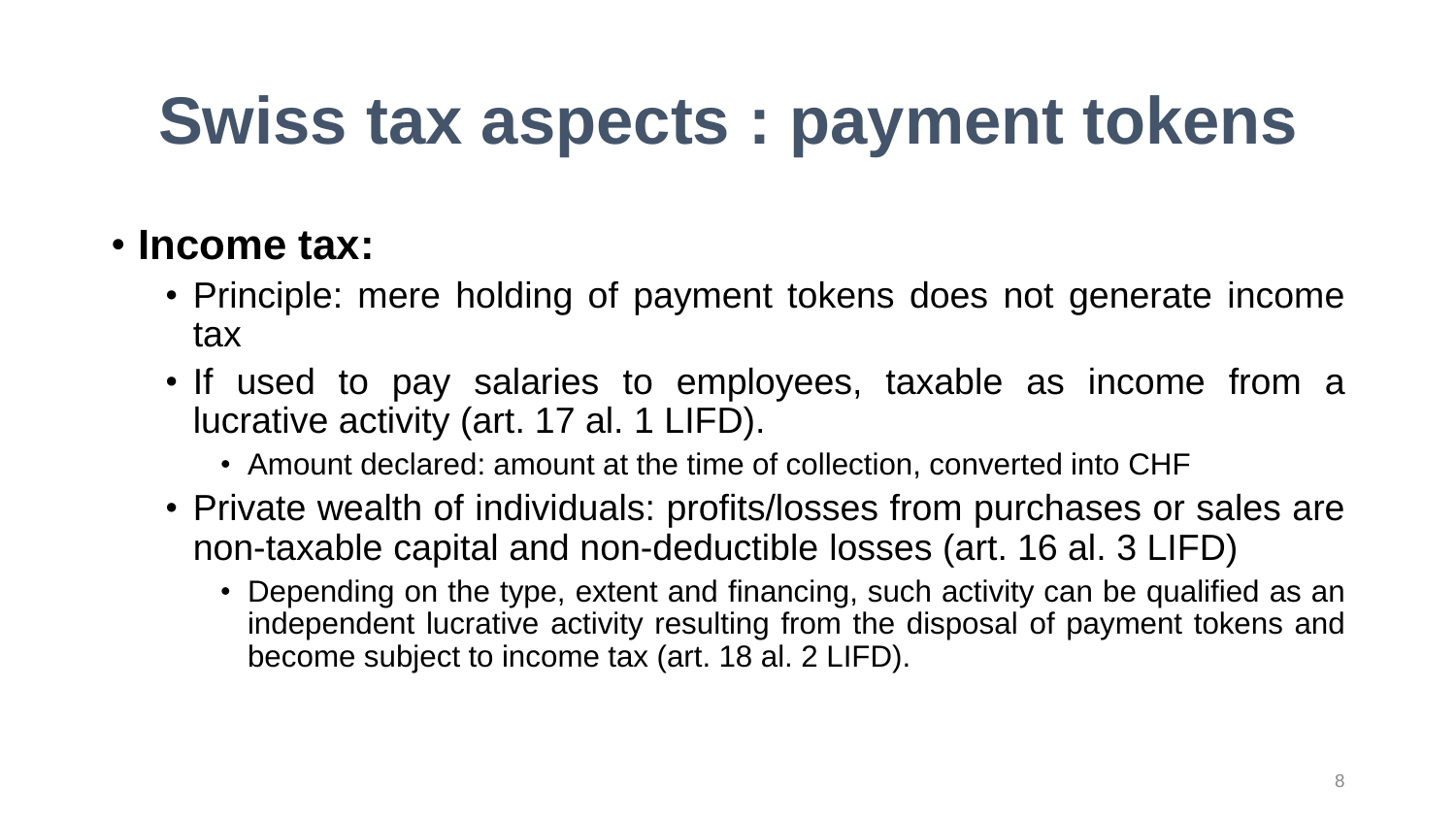# Swiss tax aspects : payment tokens

- **Income tax:**
  - Principle: mere holding of payment tokens does not generate income tax
  - If used to pay salaries to employees, taxable as income from a lucrative activity (art. 17 al. 1 LIFD).
    - Amount declared: amount at the time of collection, converted into CHF
  - Private wealth of individuals: profits/losses from purchases or sales are non-taxable capital and non-deductible losses (art. 16 al. 3 LIFD)
    - Depending on the type, extent and financing, such activity can be qualified as an independent lucrative activity resulting from the disposal of payment tokens and become subject to income tax (art. 18 al. 2 LIFD).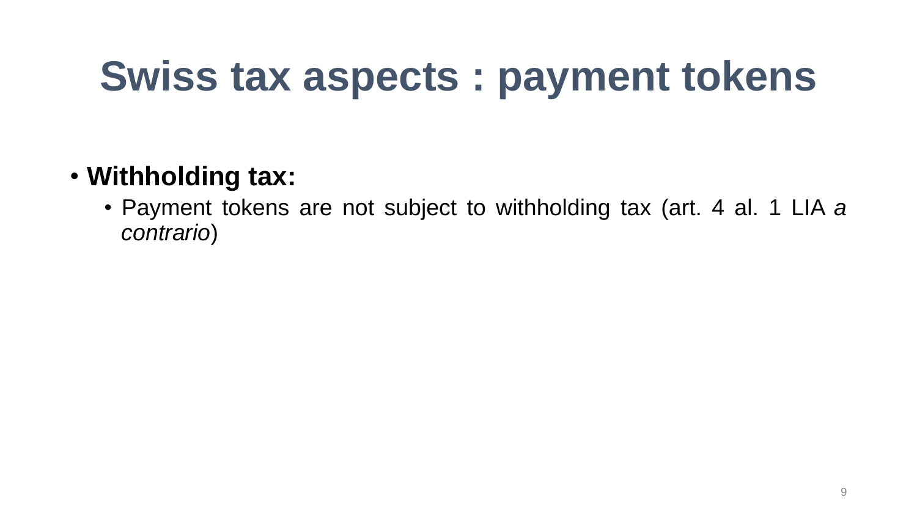# Swiss tax aspects : payment tokens

- **Withholding tax:**
  - Payment tokens are not subject to withholding tax (art. 4 al. 1 LIA *a contrario*)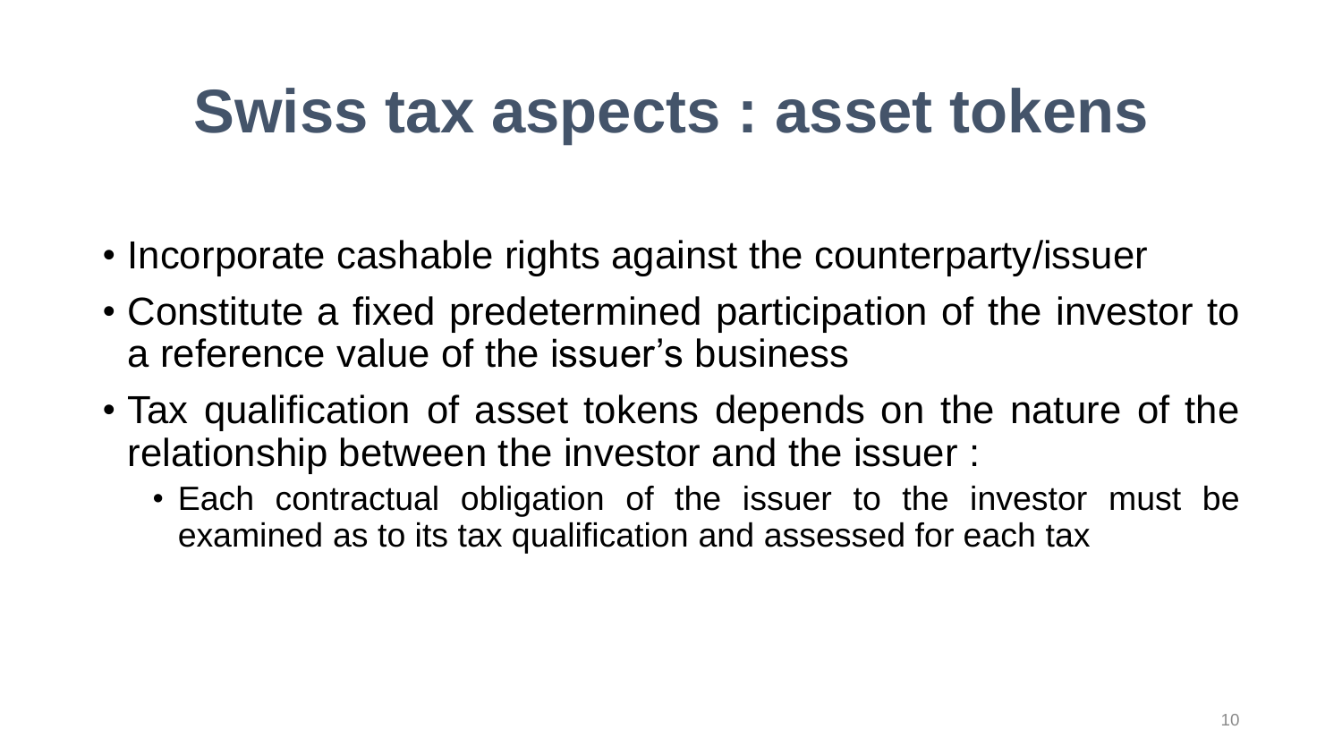# Swiss tax aspects : asset tokens

- Incorporate cashable rights against the counterparty/issuer
- Constitute a fixed predetermined participation of the investor to a reference value of the issuer’s business
- Tax qualification of asset tokens depends on the nature of the relationship between the investor and the issuer :
  - Each contractual obligation of the issuer to the investor must be examined as to its tax qualification and assessed for each tax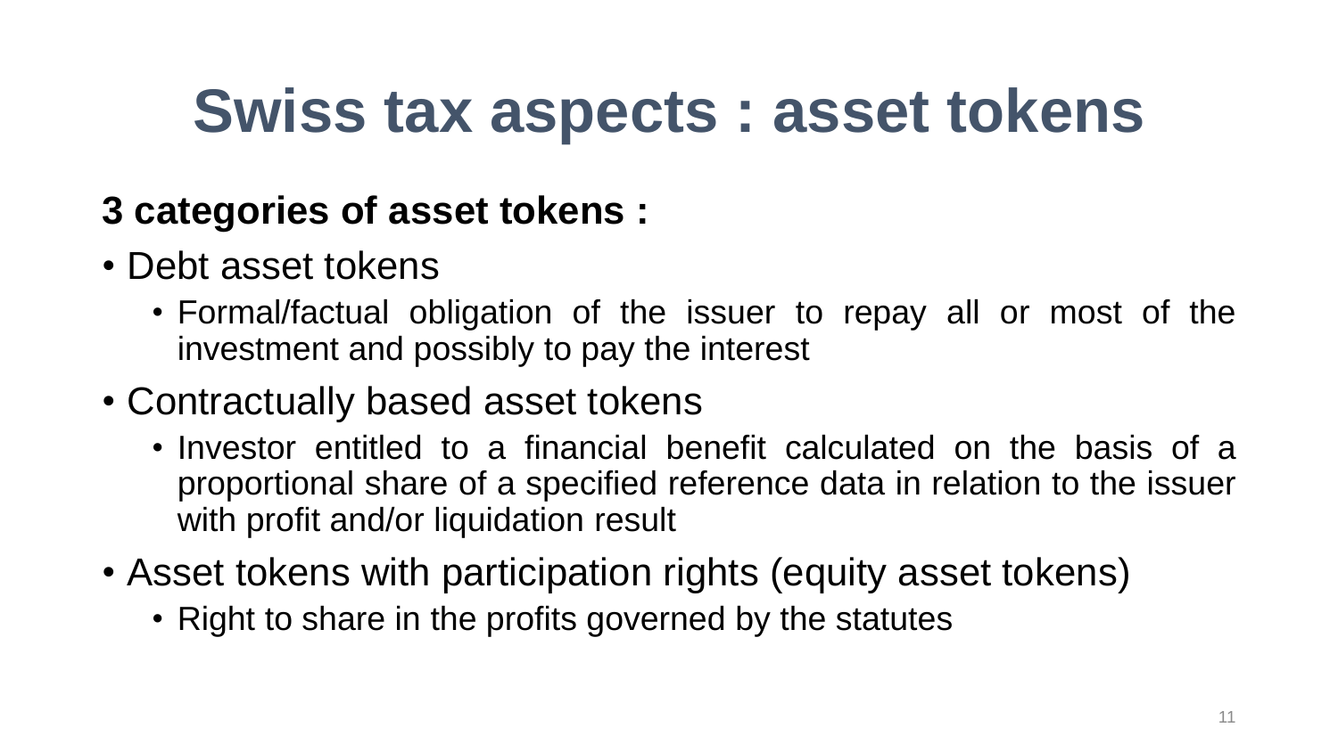# Swiss tax aspects : asset tokens

**3 categories of asset tokens :**

- Debt asset tokens
  - Formal/factual obligation of the issuer to repay all or most of the investment and possibly to pay the interest
- Contractually based asset tokens
  - Investor entitled to a financial benefit calculated on the basis of a proportional share of a specified reference data in relation to the issuer with profit and/or liquidation result
- Asset tokens with participation rights (equity asset tokens)
  - Right to share in the profits governed by the statutes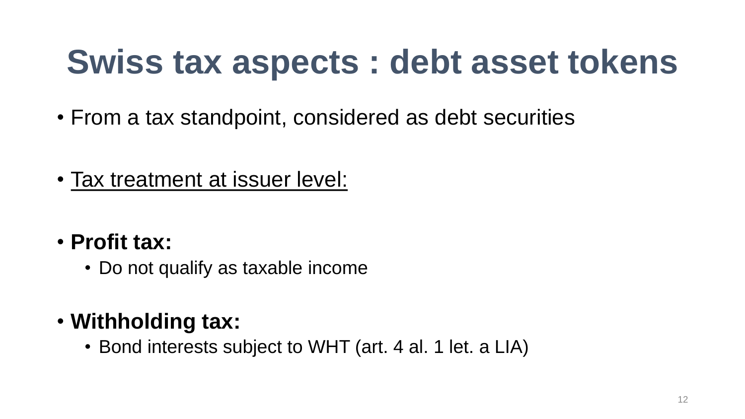# Swiss tax aspects : debt asset tokens

- From a tax standpoint, considered as debt securities

- <u>Tax treatment at issuer level:</u>

- **Profit tax:**
  - Do not qualify as taxable income

- **Withholding tax:**
  - Bond interests subject to WHT (art. 4 al. 1 let. a LIA)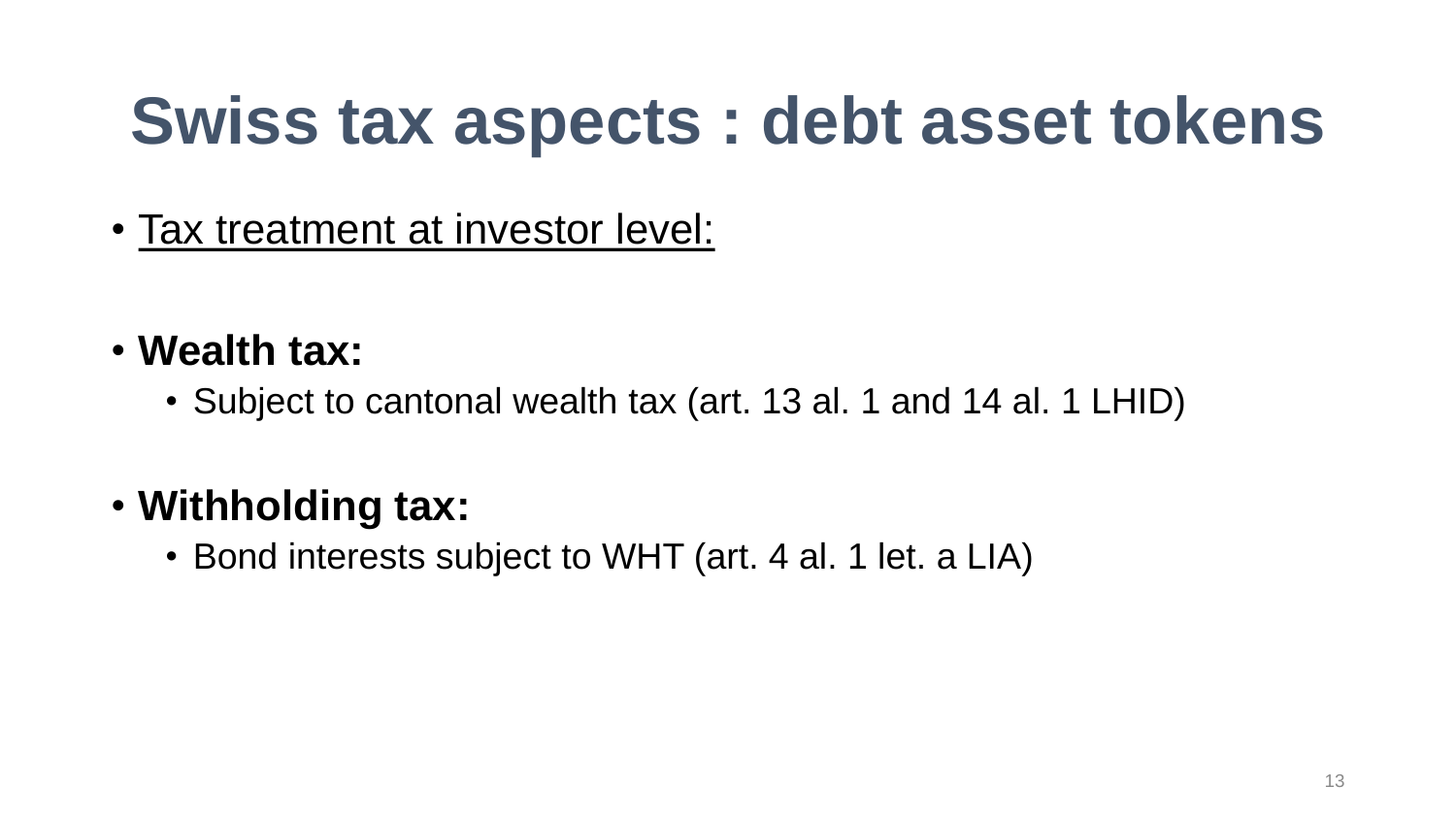# Swiss tax aspects : debt asset tokens

- Tax treatment at investor level:

- **Wealth tax:**
  - Subject to cantonal wealth tax (art. 13 al. 1 and 14 al. 1 LHID)

- **Withholding tax:**
  - Bond interests subject to WHT (art. 4 al. 1 let. a LIA)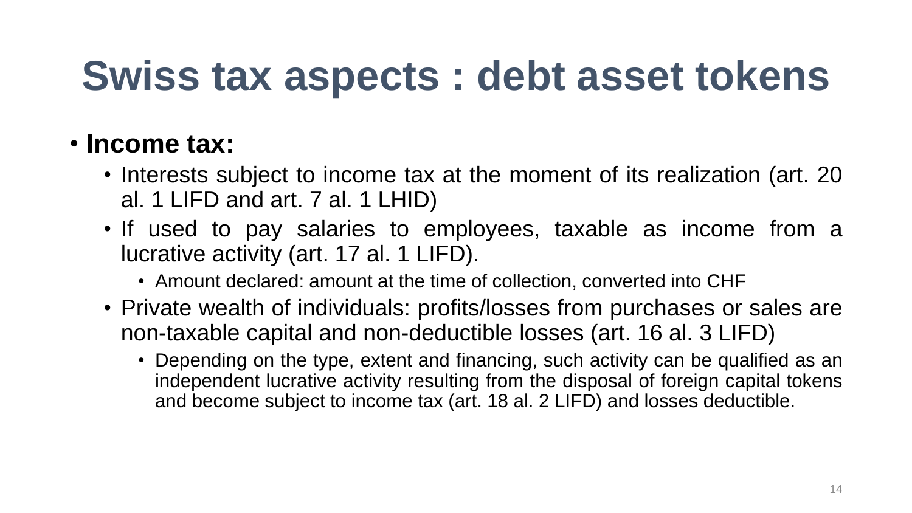# Swiss tax aspects : debt asset tokens

- **Income tax:**
  - Interests subject to income tax at the moment of its realization (art. 20 al. 1 LIFD and art. 7 al. 1 LHID)
  - If used to pay salaries to employees, taxable as income from a lucrative activity (art. 17 al. 1 LIFD).
    - Amount declared: amount at the time of collection, converted into CHF
  - Private wealth of individuals: profits/losses from purchases or sales are non-taxable capital and non-deductible losses (art. 16 al. 3 LIFD)
    - Depending on the type, extent and financing, such activity can be qualified as an independent lucrative activity resulting from the disposal of foreign capital tokens and become subject to income tax (art. 18 al. 2 LIFD) and losses deductible.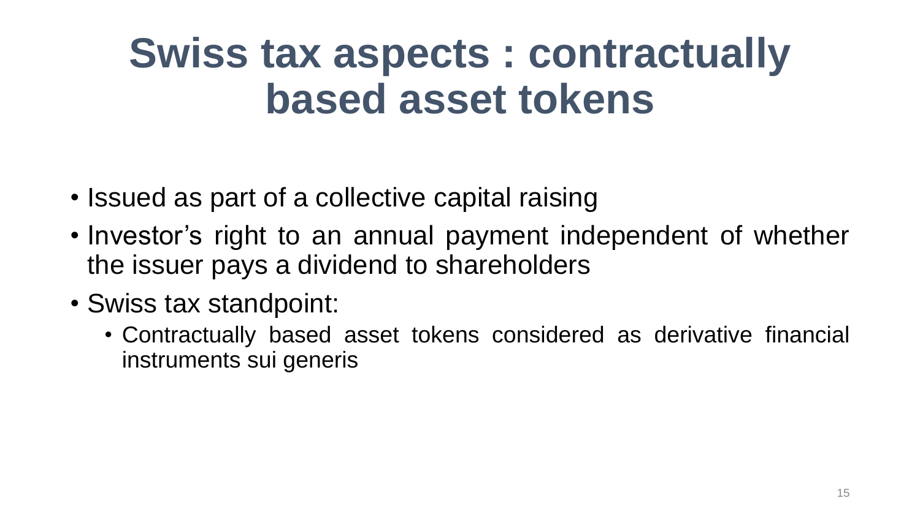# Swiss tax aspects : contractually based asset tokens

- Issued as part of a collective capital raising
- Investor’s right to an annual payment independent of whether the issuer pays a dividend to shareholders
- Swiss tax standpoint:
  - Contractually based asset tokens considered as derivative financial instruments sui generis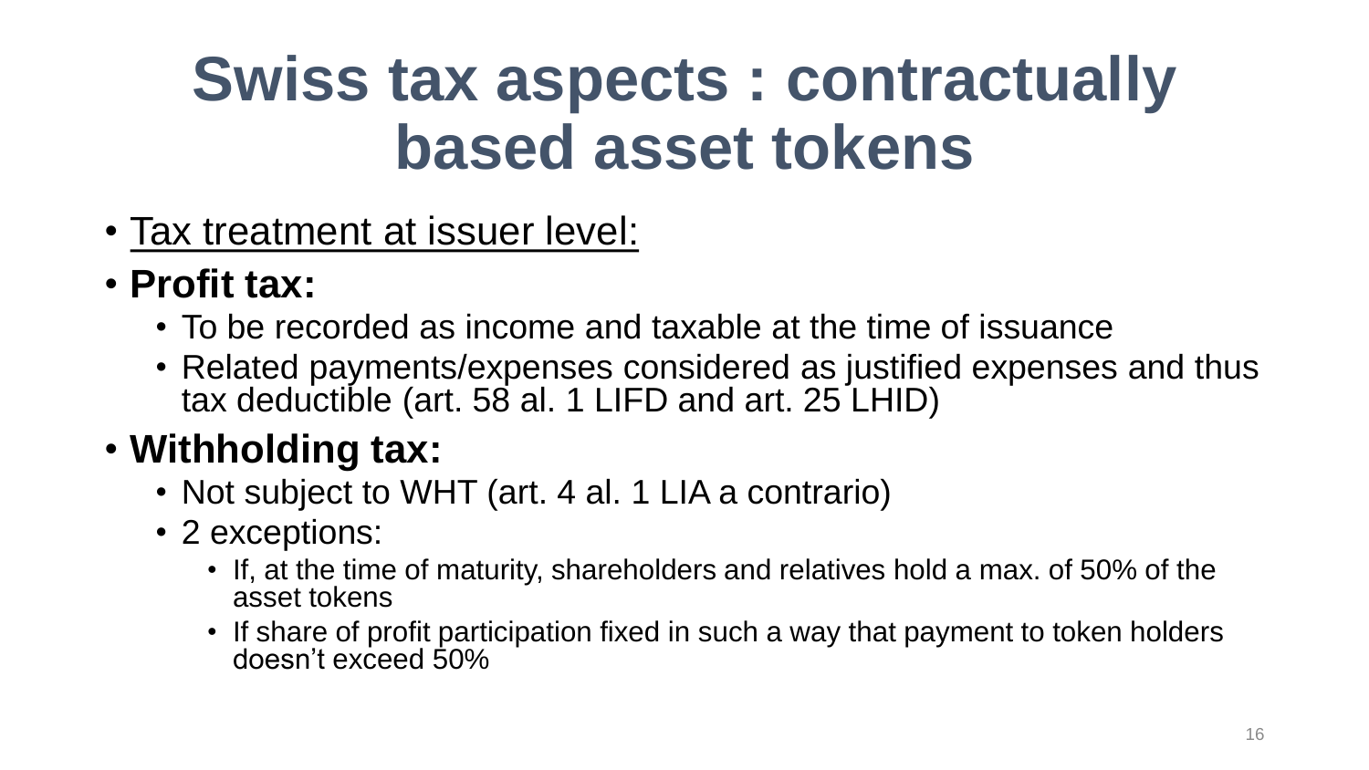# Swiss tax aspects : contractually based asset tokens

- <u>Tax treatment at issuer level:</u>
- **Profit tax:**
  - To be recorded as income and taxable at the time of issuance
  - Related payments/expenses considered as justified expenses and thus tax deductible (art. 58 al. 1 LIFD and art. 25 LHID)
- **Withholding tax:**
  - Not subject to WHT (art. 4 al. 1 LIA a contrario)
  - 2 exceptions:
    - If, at the time of maturity, shareholders and relatives hold a max. of 50% of the asset tokens
    - If share of profit participation fixed in such a way that payment to token holders doesn't exceed 50%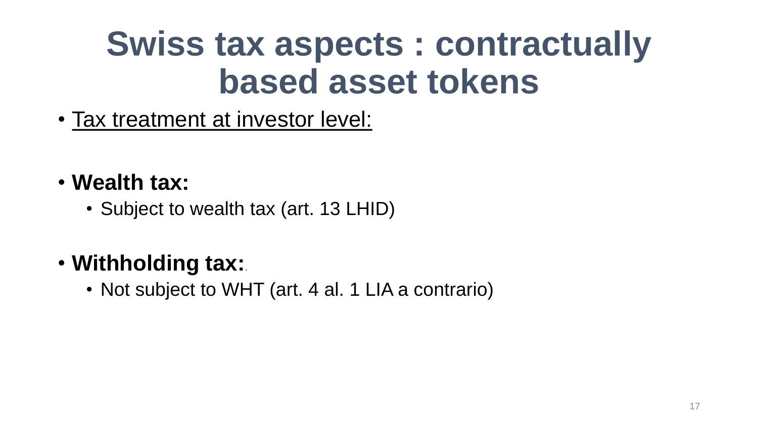# Swiss tax aspects : contractually based asset tokens

- Tax treatment at investor level:

- **Wealth tax:**
  - Subject to wealth tax (art. 13 LHID)

- **Withholding tax:**.
  - Not subject to WHT (art. 4 al. 1 LIA a contrario)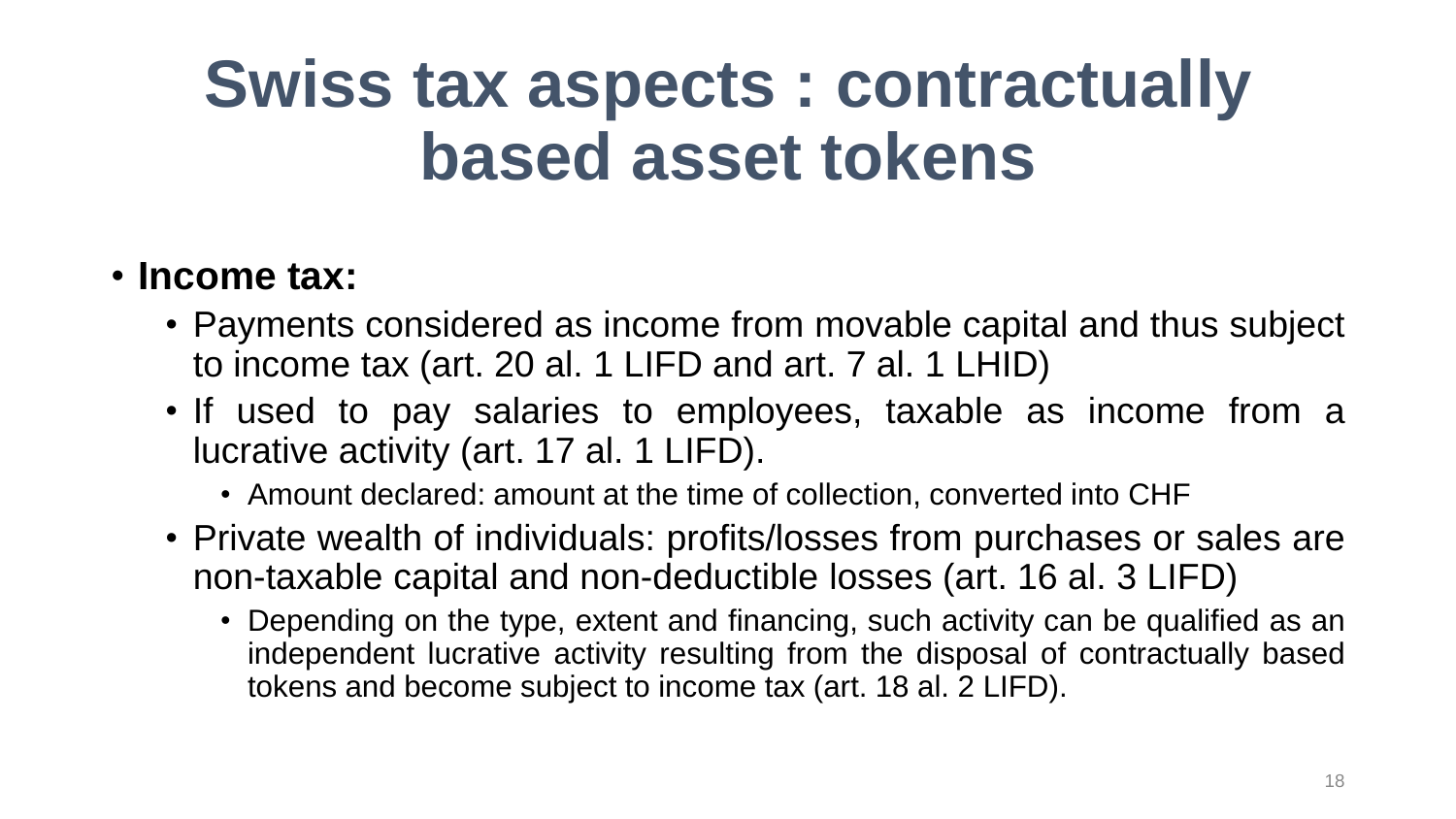# Swiss tax aspects : contractually based asset tokens

- **Income tax:**
  - Payments considered as income from movable capital and thus subject to income tax (art. 20 al. 1 LIFD and art. 7 al. 1 LHID)
  - If used to pay salaries to employees, taxable as income from a lucrative activity (art. 17 al. 1 LIFD).
    - Amount declared: amount at the time of collection, converted into CHF
  - Private wealth of individuals: profits/losses from purchases or sales are non-taxable capital and non-deductible losses (art. 16 al. 3 LIFD)
    - Depending on the type, extent and financing, such activity can be qualified as an independent lucrative activity resulting from the disposal of contractually based tokens and become subject to income tax (art. 18 al. 2 LIFD).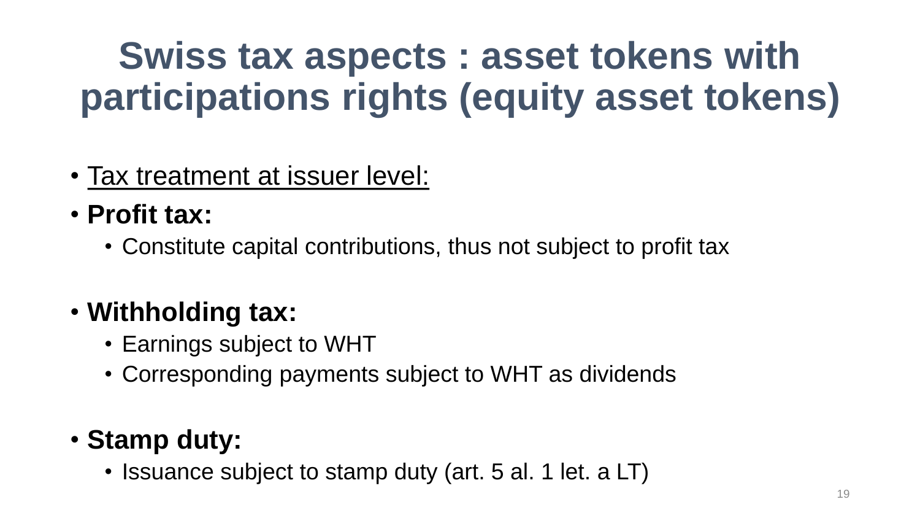# Swiss tax aspects : asset tokens with participations rights (equity asset tokens)

- Tax treatment at issuer level:
- **Profit tax:**
  - Constitute capital contributions, thus not subject to profit tax
- **Withholding tax:**
  - Earnings subject to WHT
  - Corresponding payments subject to WHT as dividends
- **Stamp duty:**
  - Issuance subject to stamp duty (art. 5 al. 1 let. a LT)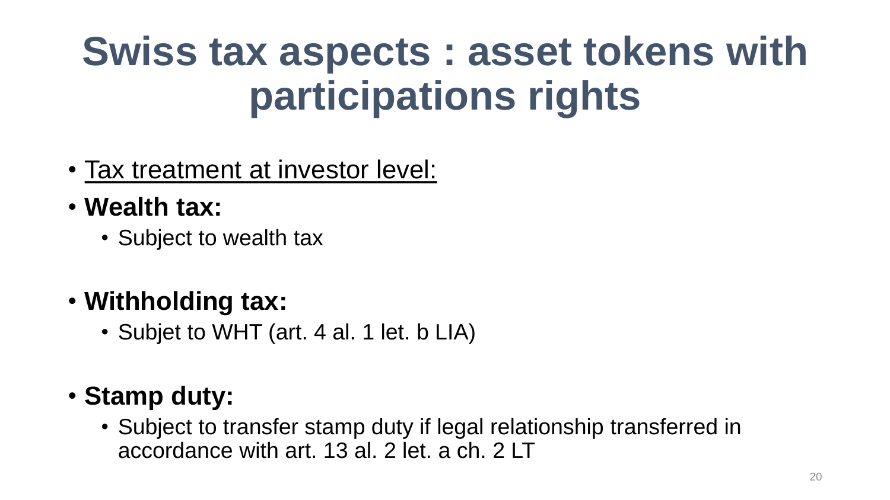# Swiss tax aspects : asset tokens with participations rights

- Tax treatment at investor level:
- **Wealth tax:**
  - Subject to wealth tax
- **Withholding tax:**
  - Subjet to WHT (art. 4 al. 1 let. b LIA)
- **Stamp duty:**
  - Subject to transfer stamp duty if legal relationship transferred in accordance with art. 13 al. 2 let. a ch. 2 LT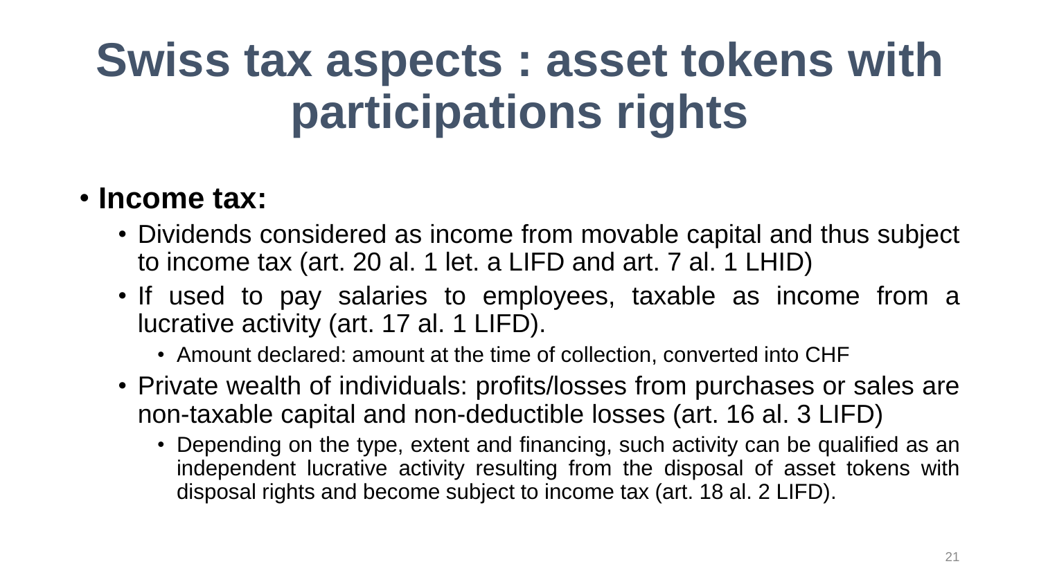# Swiss tax aspects : asset tokens with participations rights

- **Income tax:**
  - Dividends considered as income from movable capital and thus subject to income tax (art. 20 al. 1 let. a LIFD and art. 7 al. 1 LHID)
  - If used to pay salaries to employees, taxable as income from a lucrative activity (art. 17 al. 1 LIFD).
    - Amount declared: amount at the time of collection, converted into CHF
  - Private wealth of individuals: profits/losses from purchases or sales are non-taxable capital and non-deductible losses (art. 16 al. 3 LIFD)
    - Depending on the type, extent and financing, such activity can be qualified as an independent lucrative activity resulting from the disposal of asset tokens with disposal rights and become subject to income tax (art. 18 al. 2 LIFD).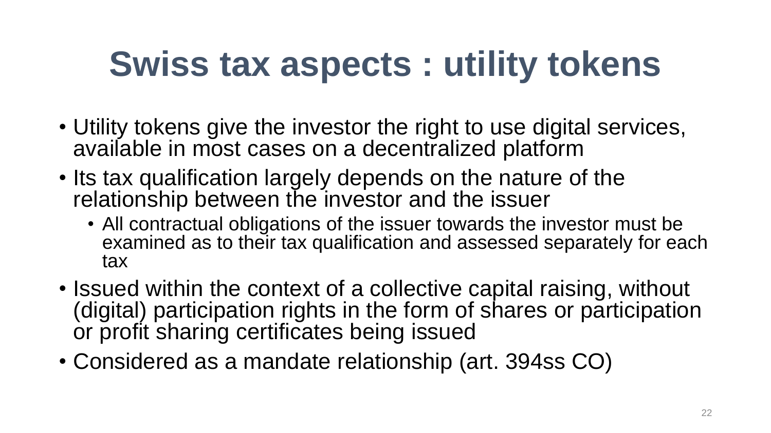# Swiss tax aspects : utility tokens

- Utility tokens give the investor the right to use digital services, available in most cases on a decentralized platform
- Its tax qualification largely depends on the nature of the relationship between the investor and the issuer
  - All contractual obligations of the issuer towards the investor must be examined as to their tax qualification and assessed separately for each tax
- Issued within the context of a collective capital raising, without (digital) participation rights in the form of shares or participation or profit sharing certificates being issued
- Considered as a mandate relationship (art. 394ss CO)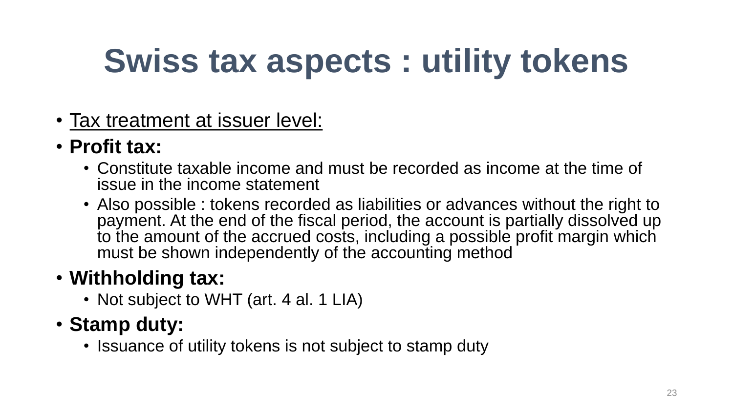# Swiss tax aspects : utility tokens

- <u>Tax treatment at issuer level:</u>
- **Profit tax:**
  - Constitute taxable income and must be recorded as income at the time of issue in the income statement
  - Also possible : tokens recorded as liabilities or advances without the right to payment. At the end of the fiscal period, the account is partially dissolved up to the amount of the accrued costs, including a possible profit margin which must be shown independently of the accounting method
- **Withholding tax:**
  - Not subject to WHT (art. 4 al. 1 LIA)
- **Stamp duty:**
  - Issuance of utility tokens is not subject to stamp duty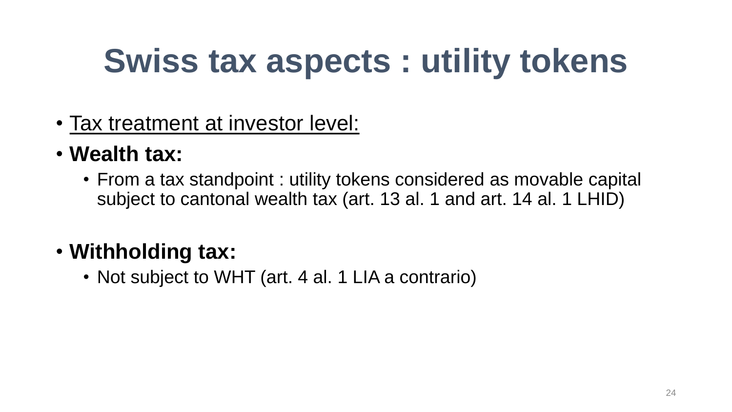# Swiss tax aspects : utility tokens

- Tax treatment at investor level:
- **Wealth tax:**
  - From a tax standpoint : utility tokens considered as movable capital subject to cantonal wealth tax (art. 13 al. 1 and art. 14 al. 1 LHID)
- **Withholding tax:**
  - Not subject to WHT (art. 4 al. 1 LIA a contrario)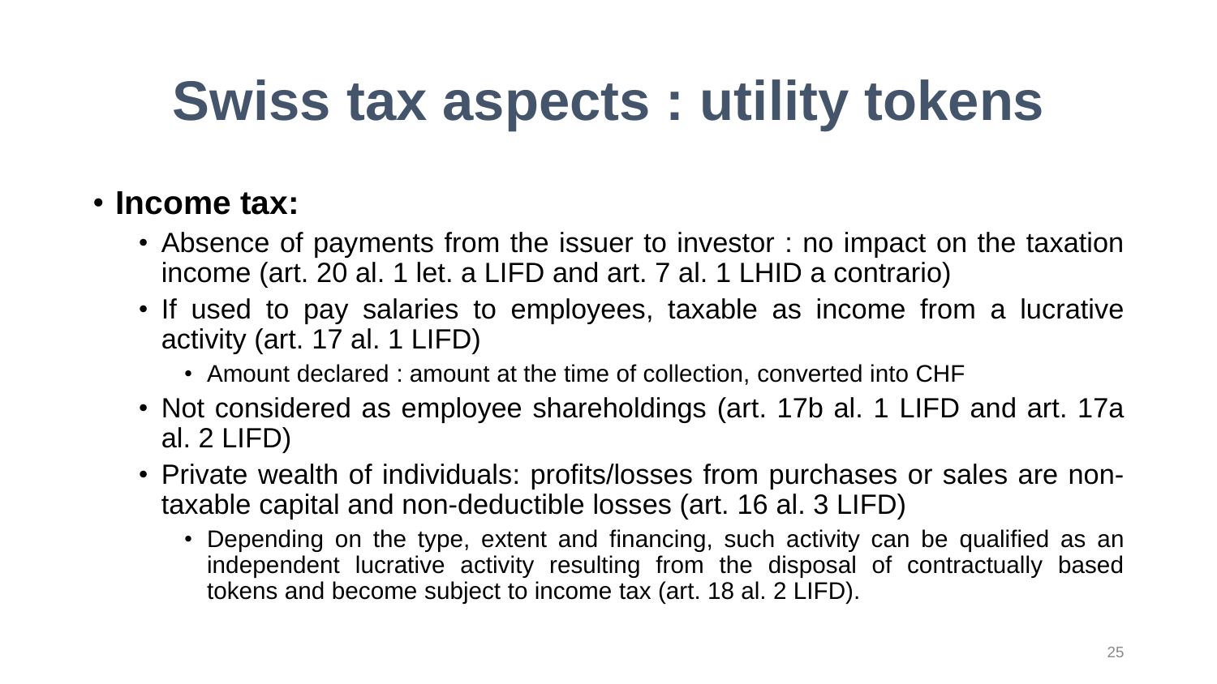# Swiss tax aspects : utility tokens

- **Income tax:**
  - Absence of payments from the issuer to investor : no impact on the taxation income (art. 20 al. 1 let. a LIFD and art. 7 al. 1 LHID a contrario)
  - If used to pay salaries to employees, taxable as income from a lucrative activity (art. 17 al. 1 LIFD)
    - Amount declared : amount at the time of collection, converted into CHF
  - Not considered as employee shareholdings (art. 17b al. 1 LIFD and art. 17a al. 2 LIFD)
  - Private wealth of individuals: profits/losses from purchases or sales are non-taxable capital and non-deductible losses (art. 16 al. 3 LIFD)
    - Depending on the type, extent and financing, such activity can be qualified as an independent lucrative activity resulting from the disposal of contractually based tokens and become subject to income tax (art. 18 al. 2 LIFD).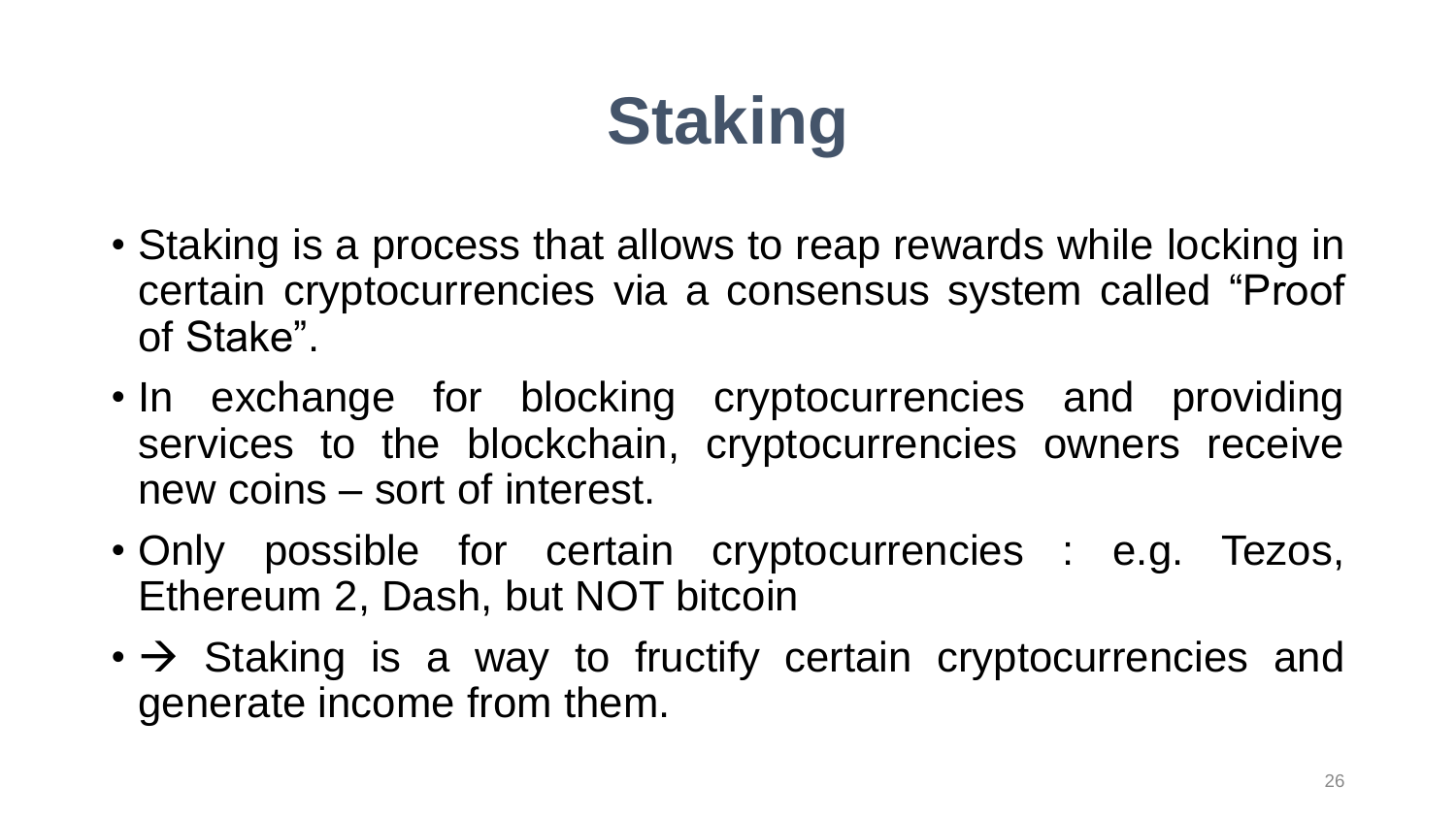# Staking

- Staking is a process that allows to reap rewards while locking in certain cryptocurrencies via a consensus system called “Proof of Stake”.
- In exchange for blocking cryptocurrencies and providing services to the blockchain, cryptocurrencies owners receive new coins – sort of interest.
- Only possible for certain cryptocurrencies : e.g. Tezos, Ethereum 2, Dash, but NOT bitcoin
- → Staking is a way to fructify certain cryptocurrencies and generate income from them.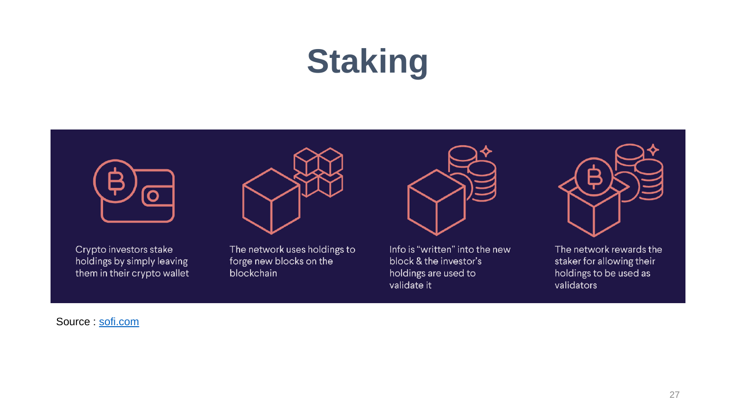# Staking

Crypto investors stake holdings by simply leaving them in their crypto wallet

The network uses holdings to forge new blocks on the blockchain

Info is "written" into the new block & the investor's holdings are used to validate it

The network rewards the staker for allowing their holdings to be used as validators

Source : [sofi.com](sofi.com)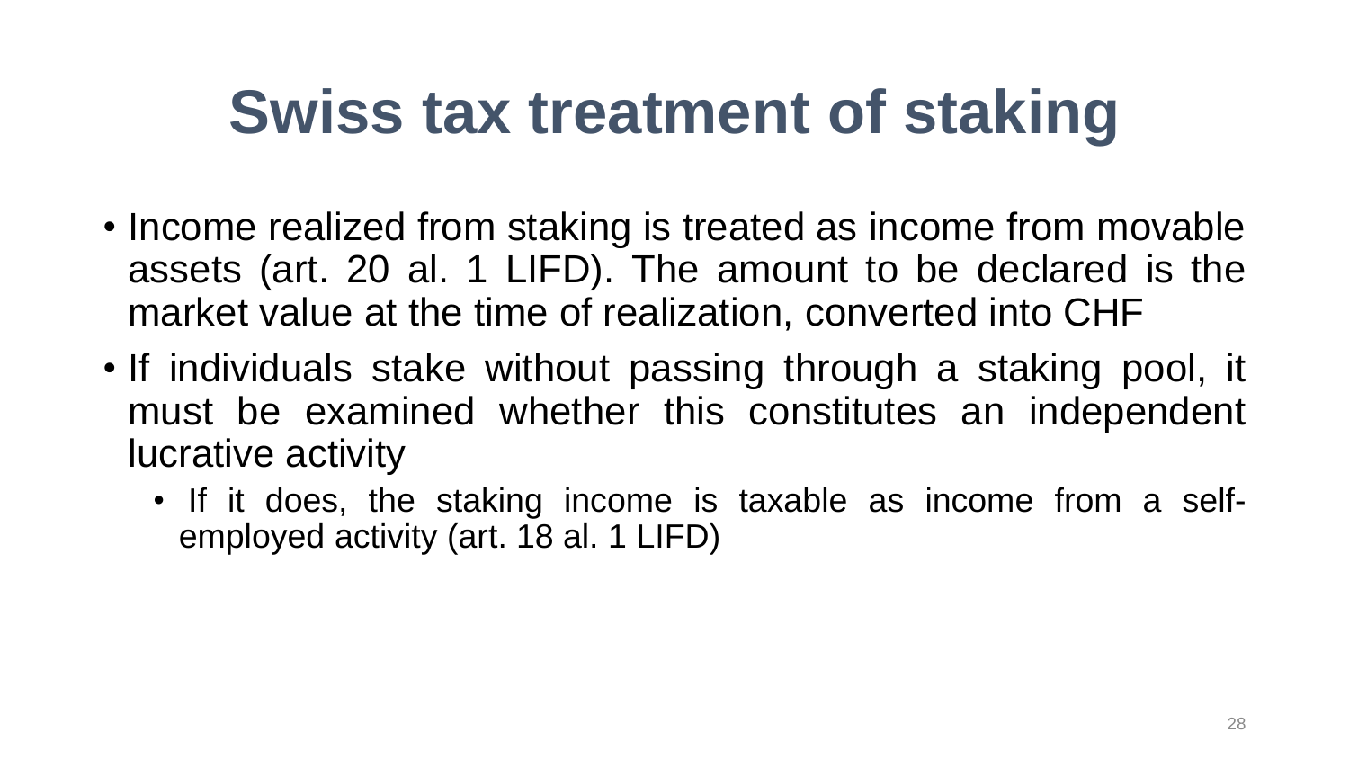# Swiss tax treatment of staking

- Income realized from staking is treated as income from movable assets (art. 20 al. 1 LIFD). The amount to be declared is the market value at the time of realization, converted into CHF
- If individuals stake without passing through a staking pool, it must be examined whether this constitutes an independent lucrative activity
  - If it does, the staking income is taxable as income from a self-employed activity (art. 18 al. 1 LIFD)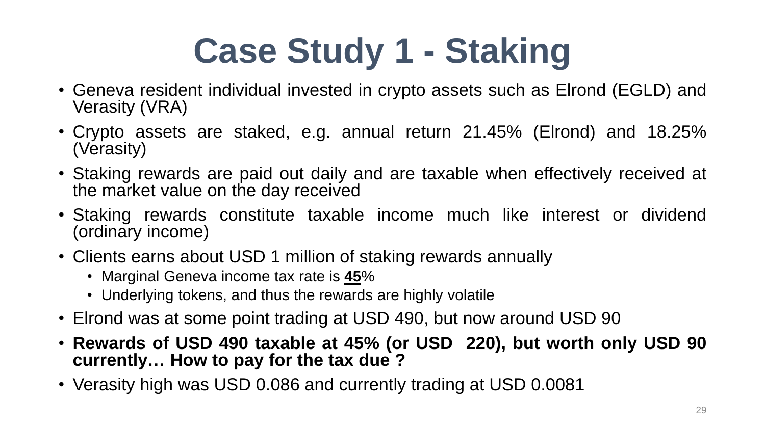# Case Study 1 - Staking

- Geneva resident individual invested in crypto assets such as Elrond (EGLD) and Verasity (VRA)
- Crypto assets are staked, e.g. annual return 21.45% (Elrond) and 18.25% (Verasity)
- Staking rewards are paid out daily and are taxable when effectively received at the market value on the day received
- Staking rewards constitute taxable income much like interest or dividend (ordinary income)
- Clients earns about USD 1 million of staking rewards annually
  - Marginal Geneva income tax rate is **45**%
  - Underlying tokens, and thus the rewards are highly volatile
- Elrond was at some point trading at USD 490, but now around USD 90
- **Rewards of USD 490 taxable at 45% (or USD 220), but worth only USD 90 currently… How to pay for the tax due ?**
- Verasity high was USD 0.086 and currently trading at USD 0.0081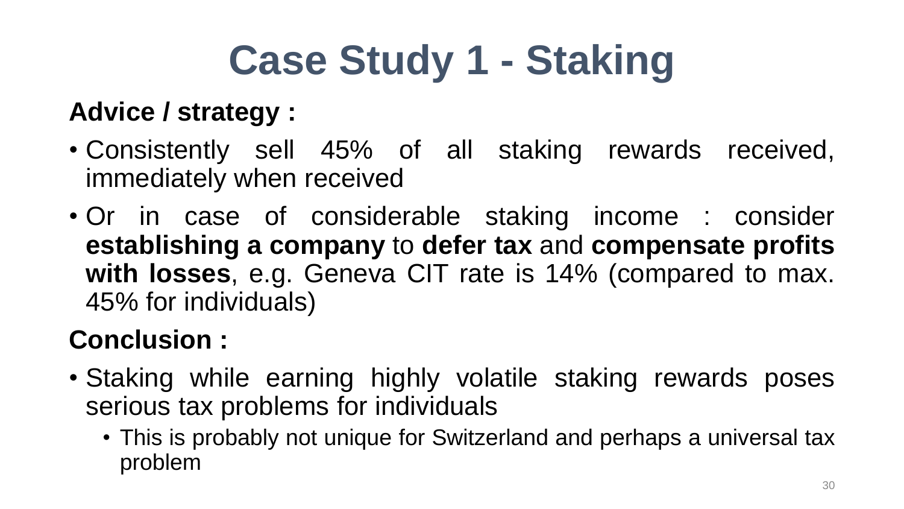# Case Study 1 - Staking

**Advice / strategy :**

- Consistently sell 45% of all staking rewards received, immediately when received
- Or in case of considerable staking income : consider **establishing a company** to **defer tax** and **compensate profits with losses**, e.g. Geneva CIT rate is 14% (compared to max. 45% for individuals)

**Conclusion :**

- Staking while earning highly volatile staking rewards poses serious tax problems for individuals
  - This is probably not unique for Switzerland and perhaps a universal tax problem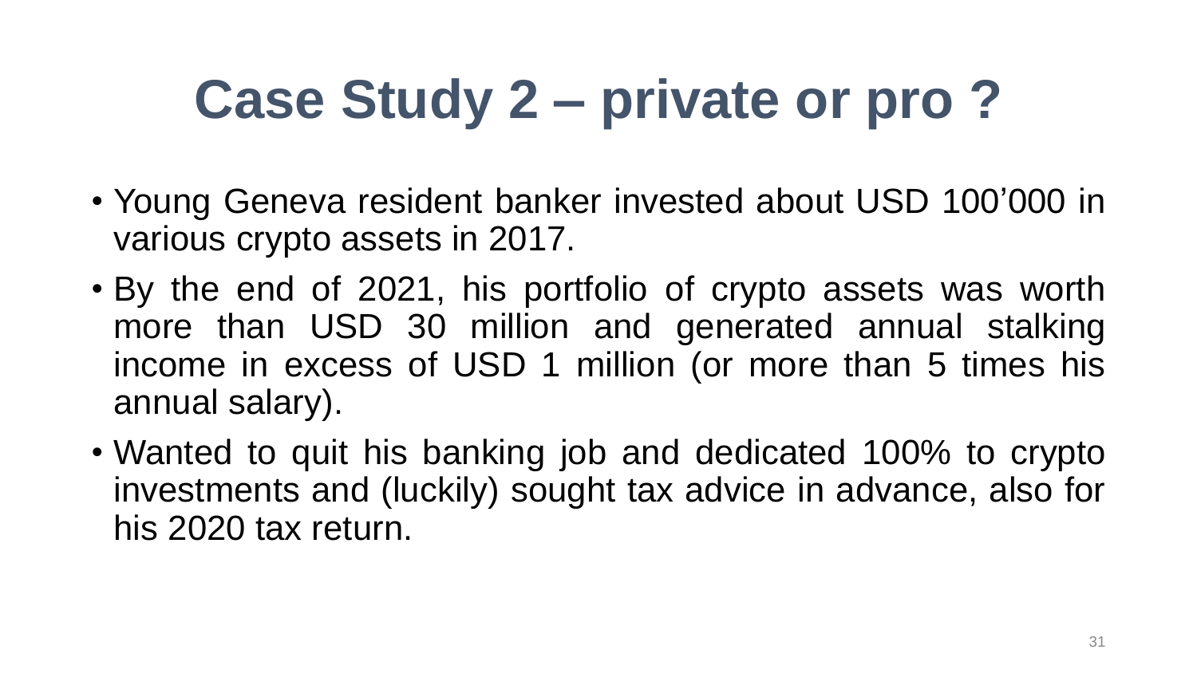# Case Study 2 – private or pro ?

- Young Geneva resident banker invested about USD 100'000 in various crypto assets in 2017.
- By the end of 2021, his portfolio of crypto assets was worth more than USD 30 million and generated annual stalking income in excess of USD 1 million (or more than 5 times his annual salary).
- Wanted to quit his banking job and dedicated 100% to crypto investments and (luckily) sought tax advice in advance, also for his 2020 tax return.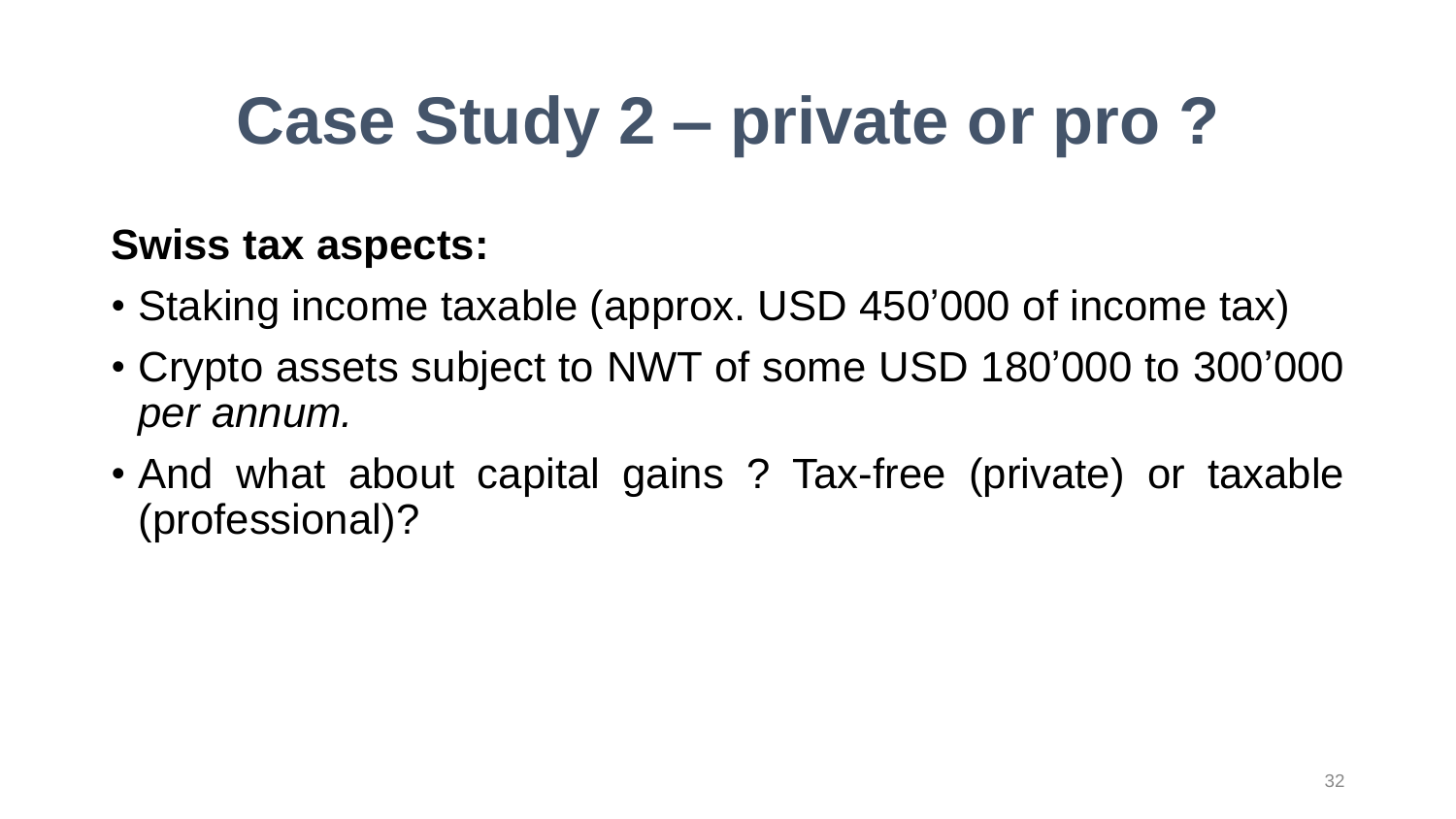# Case Study 2 – private or pro ?

**Swiss tax aspects:**

- Staking income taxable (approx. USD 450’000 of income tax)
- Crypto assets subject to NWT of some USD 180’000 to 300’000 *per annum.*
- And what about capital gains ? Tax-free (private) or taxable (professional)?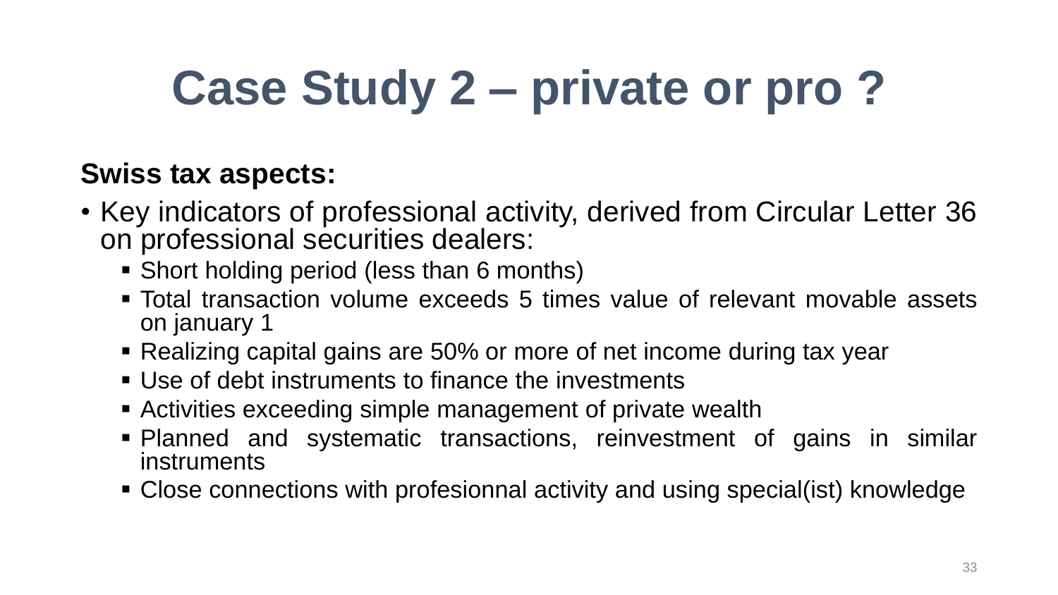# Case Study 2 – private or pro ?

**Swiss tax aspects:**

- Key indicators of professional activity, derived from Circular Letter 36 on professional securities dealers:
  - Short holding period (less than 6 months)
  - Total transaction volume exceeds 5 times value of relevant movable assets on january 1
  - Realizing capital gains are 50% or more of net income during tax year
  - Use of debt instruments to finance the investments
  - Activities exceeding simple management of private wealth
  - Planned and systematic transactions, reinvestment of gains in similar instruments
  - Close connections with profesionnal activity and using special(ist) knowledge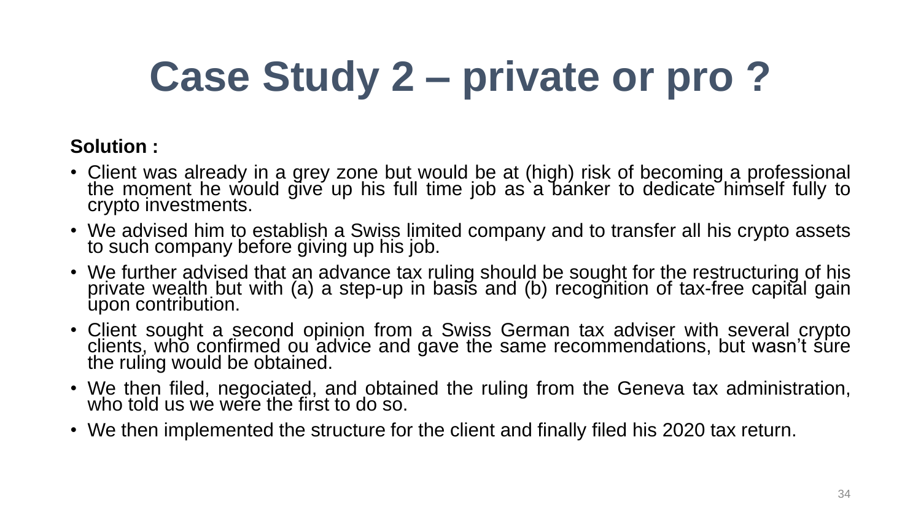# Case Study 2 – private or pro ?

**Solution :**

- Client was already in a grey zone but would be at (high) risk of becoming a professional the moment he would give up his full time job as a banker to dedicate himself fully to crypto investments.
- We advised him to establish a Swiss limited company and to transfer all his crypto assets to such company before giving up his job.
- We further advised that an advance tax ruling should be sought for the restructuring of his private wealth but with (a) a step-up in basis and (b) recognition of tax-free capital gain upon contribution.
- Client sought a second opinion from a Swiss German tax adviser with several crypto clients, who confirmed ou advice and gave the same recommendations, but wasn't sure the ruling would be obtained.
- We then filed, negociated, and obtained the ruling from the Geneva tax administration, who told us we were the first to do so.
- We then implemented the structure for the client and finally filed his 2020 tax return.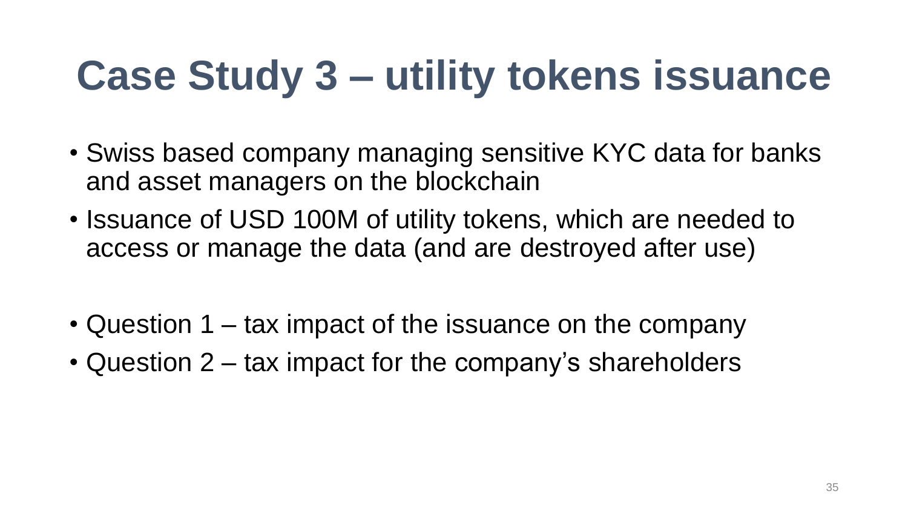# Case Study 3 – utility tokens issuance

- Swiss based company managing sensitive KYC data for banks and asset managers on the blockchain
- Issuance of USD 100M of utility tokens, which are needed to access or manage the data (and are destroyed after use)

- Question 1 – tax impact of the issuance on the company
- Question 2 – tax impact for the company's shareholders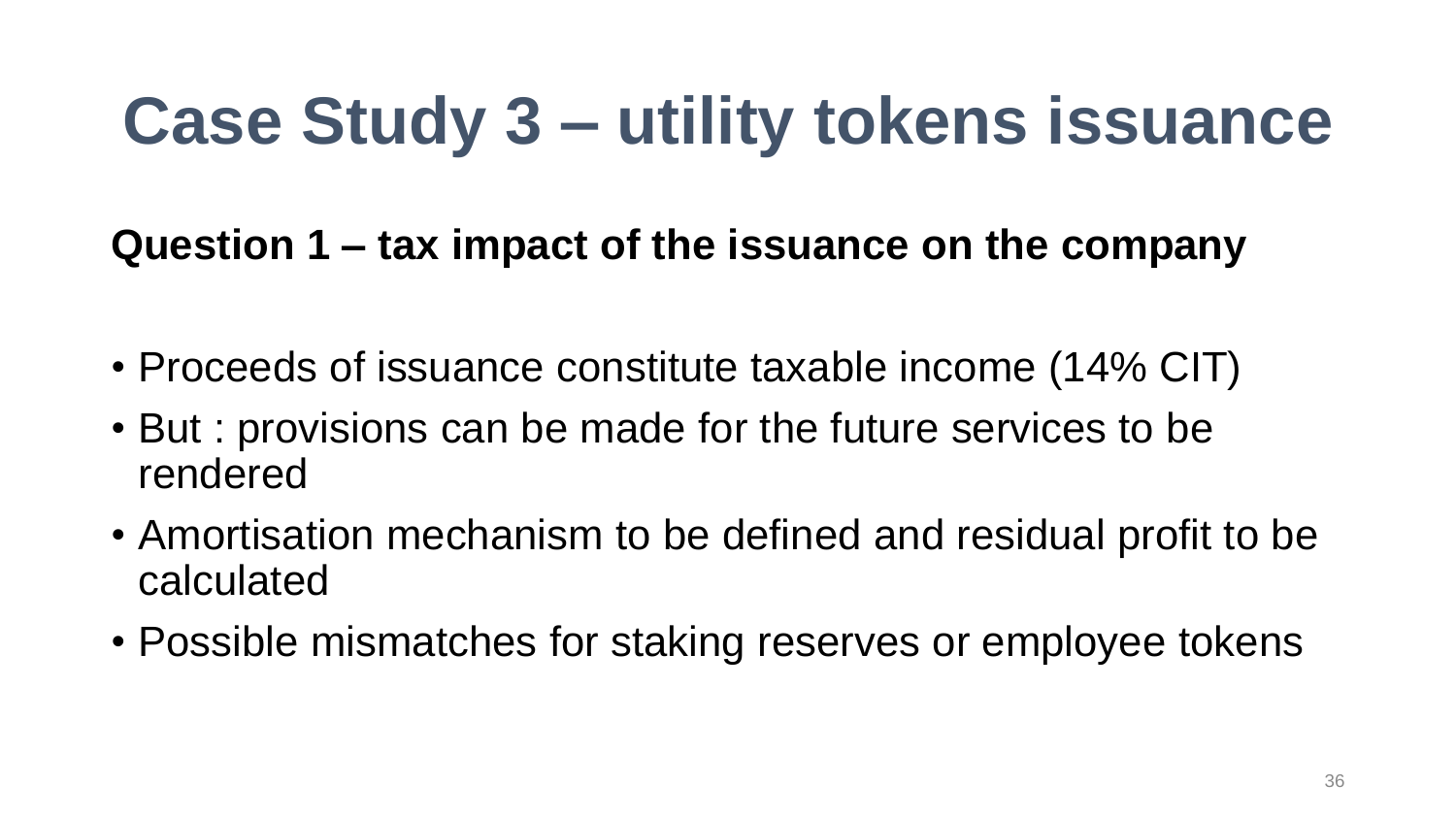# Case Study 3 – utility tokens issuance

**Question 1 – tax impact of the issuance on the company**

- Proceeds of issuance constitute taxable income (14% CIT)
- But : provisions can be made for the future services to be rendered
- Amortisation mechanism to be defined and residual profit to be calculated
- Possible mismatches for staking reserves or employee tokens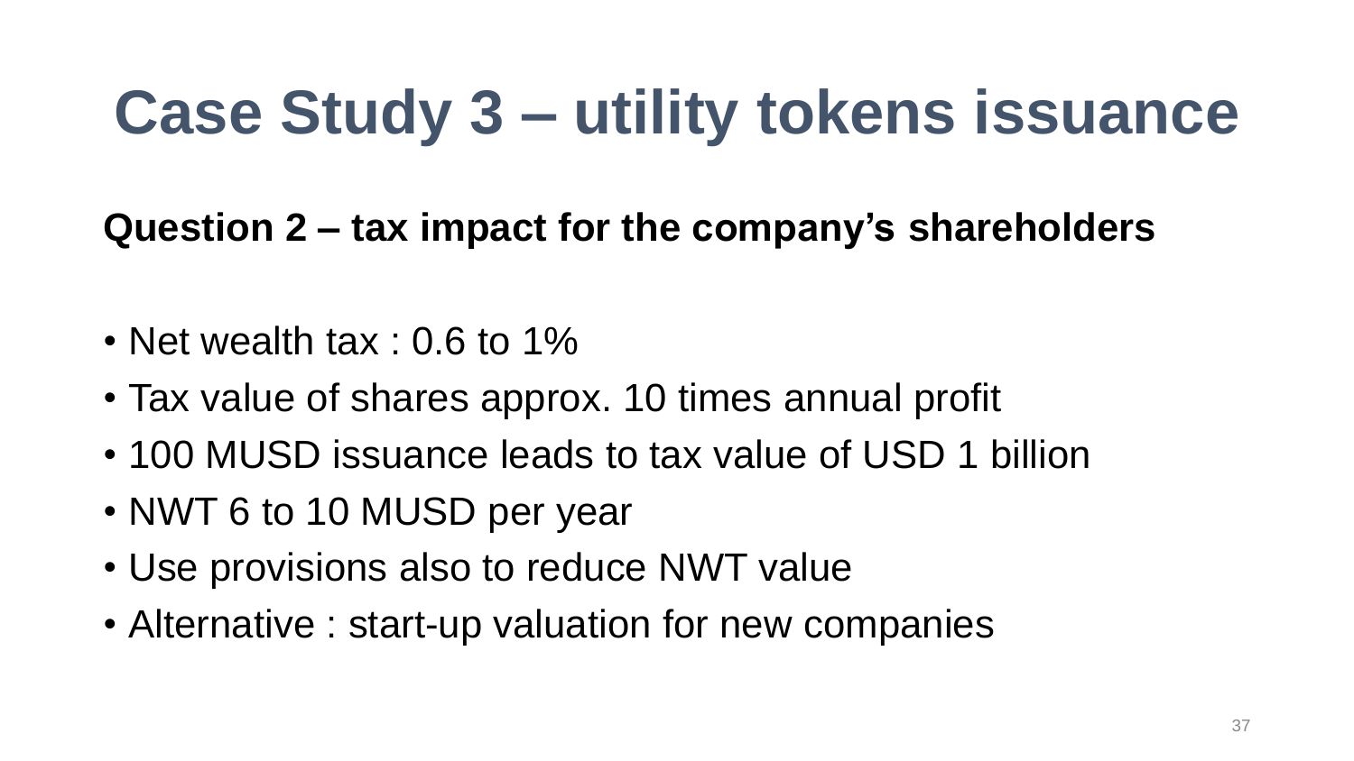# Case Study 3 – utility tokens issuance

**Question 2 – tax impact for the company's shareholders**

- Net wealth tax : 0.6 to 1%
- Tax value of shares approx. 10 times annual profit
- 100 MUSD issuance leads to tax value of USD 1 billion
- NWT 6 to 10 MUSD per year
- Use provisions also to reduce NWT value
- Alternative : start-up valuation for new companies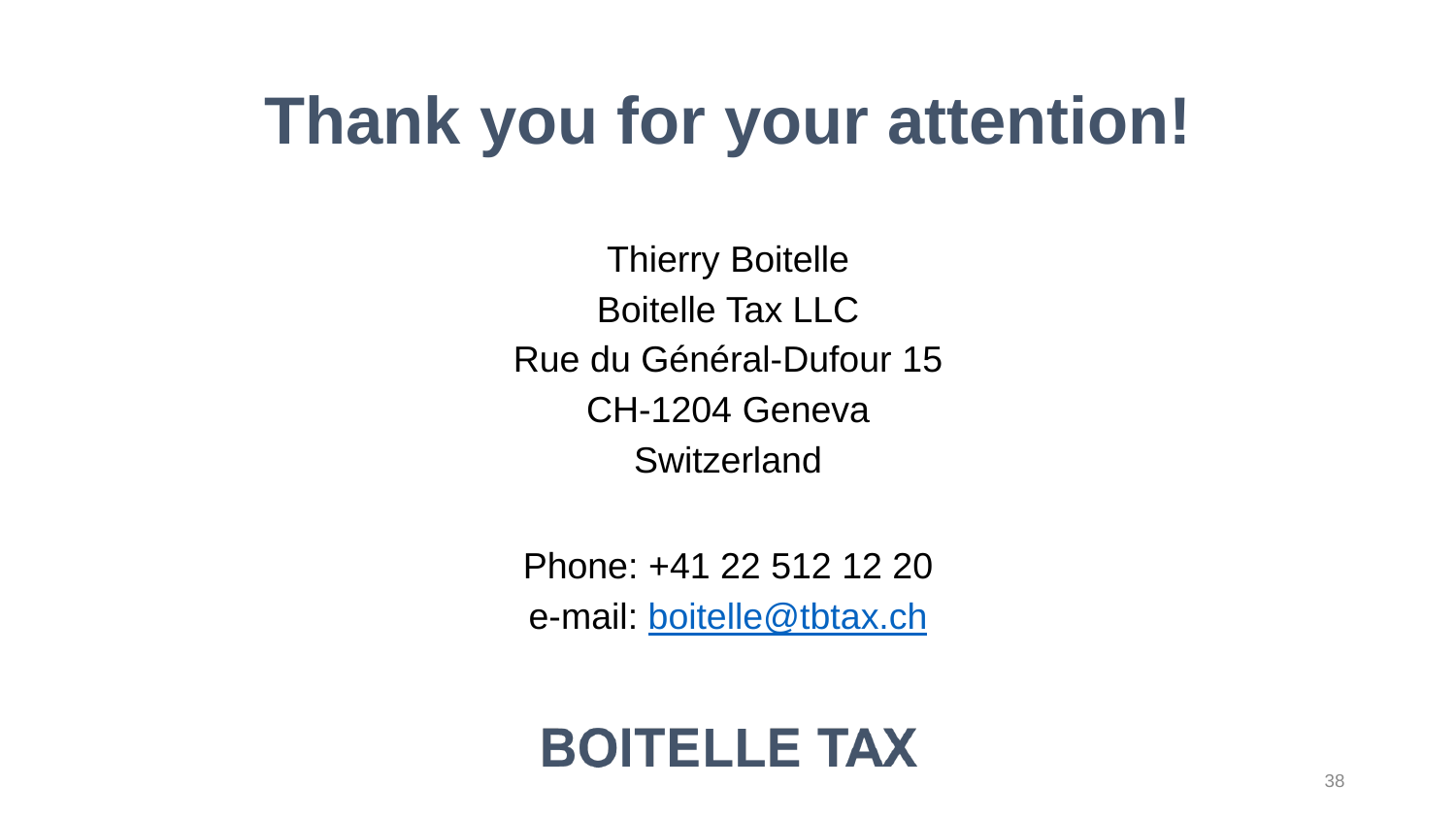# Thank you for your attention!

Thierry Boitelle
Boitelle Tax LLC
Rue du Général-Dufour 15
CH-1204 Geneva
Switzerland

Phone: +41 22 512 12 20
e-mail: boitelle@tbtax.ch

**BOITELLE TAX**